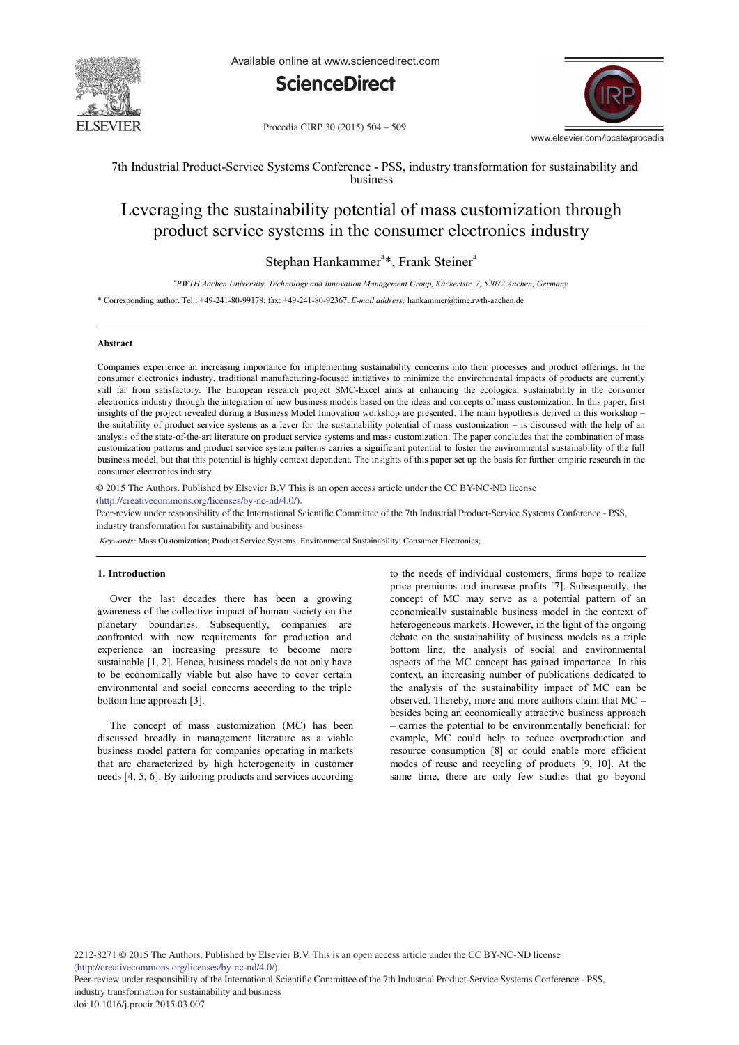7th Industrial Product-Service Systems Conference - PSS, industry transformation for sustainability and business

# Leveraging the sustainability potential of mass customization through product service systems in the consumer electronics industry

Stephan Hankammer[a]*, Frank Steiner[a]

[a]*RWTH Aachen University, Technology and Innovation Management Group, Kackertstr. 7, 52072 Aachen, Germany*

\* Corresponding author. Tel.: +49-241-80-99178; fax: +49-241-80-92367. *E-mail address:* hankammer@time.rwth-aachen.de

## Abstract

Companies experience an increasing importance for implementing sustainability concerns into their processes and product offerings. In the consumer electronics industry, traditional manufacturing-focused initiatives to minimize the environmental impacts of products are currently still far from satisfactory. The European research project SMC-Excel aims at enhancing the ecological sustainability in the consumer electronics industry through the integration of new business models based on the ideas and concepts of mass customization. In this paper, first insights of the project revealed during a Business Model Innovation workshop are presented. The main hypothesis derived in this workshop – the suitability of product service systems as a lever for the sustainability potential of mass customization – is discussed with the help of an analysis of the state-of-the-art literature on product service systems and mass customization. The paper concludes that the combination of mass customization patterns and product service system patterns carries a significant potential to foster the environmental sustainability of the full business model, but that this potential is highly context dependent. The insights of this paper set up the basis for further empiric research in the consumer electronics industry.

© 2015 The Authors. Published by Elsevier B.V This is an open access article under the CC BY-NC-ND license (http://creativecommons.org/licenses/by-nc-nd/4.0/).

Peer-review under responsibility of the International Scientific Committee of the 7th Industrial Product-Service Systems Conference - PSS, industry transformation for sustainability and business

*Keywords:* Mass Customization; Product Service Systems; Environmental Sustainability; Consumer Electronics;

## 1. Introduction

Over the last decades there has been a growing awareness of the collective impact of human society on the planetary boundaries. Subsequently, companies are confronted with new requirements for production and experience an increasing pressure to become more sustainable [1, 2]. Hence, business models do not only have to be economically viable but also have to cover certain environmental and social concerns according to the triple bottom line approach [3].

The concept of mass customization (MC) has been discussed broadly in management literature as a viable business model pattern for companies operating in markets that are characterized by high heterogeneity in customer needs [4, 5, 6]. By tailoring products and services according to the needs of individual customers, firms hope to realize price premiums and increase profits [7]. Subsequently, the concept of MC may serve as a potential pattern of an economically sustainable business model in the context of heterogeneous markets. However, in the light of the ongoing debate on the sustainability of business models as a triple bottom line, the analysis of social and environmental aspects of the MC concept has gained importance. In this context, an increasing number of publications dedicated to the analysis of the sustainability impact of MC can be observed. Thereby, more and more authors claim that MC – besides being an economically attractive business approach – carries the potential to be environmentally beneficial: for example, MC could help to reduce overproduction and resource consumption [8] or could enable more efficient modes of reuse and recycling of products [9, 10]. At the same time, there are only few studies that go beyond

2212-8271 © 2015 The Authors. Published by Elsevier B.V. This is an open access article under the CC BY-NC-ND license (http://creativecommons.org/licenses/by-nc-nd/4.0/).

Peer-review under responsibility of the International Scientific Committee of the 7th Industrial Product-Service Systems Conference - PSS, industry transformation for sustainability and business

doi:10.1016/j.procir.2015.03.007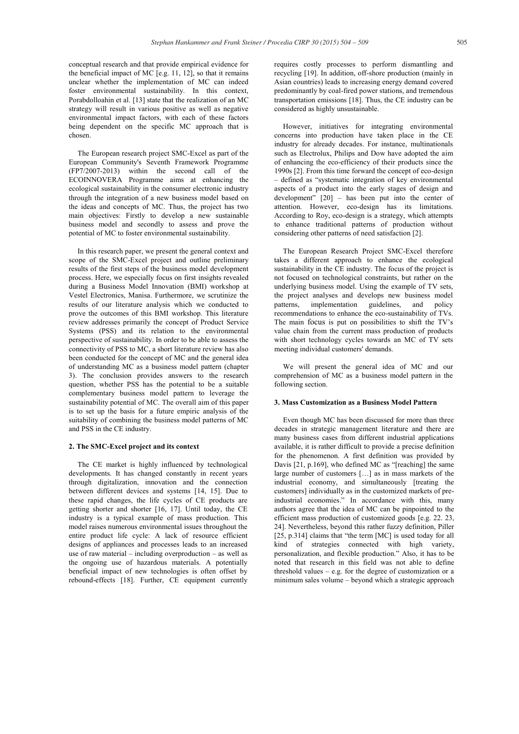conceptual research and that provide empirical evidence for the beneficial impact of MC [e.g. 11, 12], so that it remains unclear whether the implementation of MC can indeed foster environmental sustainability. In this context, Porabdolloahin et al. [13] state that the realization of an MC strategy will result in various positive as well as negative environmental impact factors, with each of these factors being dependent on the specific MC approach that is chosen.

The European research project SMC-Excel as part of the European Community's Seventh Framework Programme (FP7/2007-2013) within the second call of the ECOINNOVERA Programme aims at enhancing the ecological sustainability in the consumer electronic industry through the integration of a new business model based on the ideas and concepts of MC. Thus, the project has two main objectives: Firstly to develop a new sustainable business model and secondly to assess and prove the potential of MC to foster environmental sustainability.

In this research paper, we present the general context and scope of the SMC-Excel project and outline preliminary results of the first steps of the business model development process. Here, we especially focus on first insights revealed during a Business Model Innovation (BMI) workshop at Vestel Electronics, Manisa. Furthermore, we scrutinize the results of our literature analysis which we conducted to prove the outcomes of this BMI workshop. This literature review addresses primarily the concept of Product Service Systems (PSS) and its relation to the environmental perspective of sustainability. In order to be able to assess the connectivity of PSS to MC, a short literature review has also been conducted for the concept of MC and the general idea of understanding MC as a business model pattern (chapter 3). The conclusion provides answers to the research question, whether PSS has the potential to be a suitable complementary business model pattern to leverage the sustainability potential of MC. The overall aim of this paper is to set up the basis for a future empiric analysis of the suitability of combining the business model patterns of MC and PSS in the CE industry.

## 2. The SMC-Excel project and its context

The CE market is highly influenced by technological developments. It has changed constantly in recent years through digitalization, innovation and the connection between different devices and systems [14, 15]. Due to these rapid changes, the life cycles of CE products are getting shorter and shorter [16, 17]. Until today, the CE industry is a typical example of mass production. This model raises numerous environmental issues throughout the entire product life cycle: A lack of resource efficient designs of appliances and processes leads to an increased use of raw material – including overproduction – as well as the ongoing use of hazardous materials. A potentially beneficial impact of new technologies is often offset by rebound-effects [18]. Further, CE equipment currently requires costly processes to perform dismantling and recycling [19]. In addition, off-shore production (mainly in Asian countries) leads to increasing energy demand covered predominantly by coal-fired power stations, and tremendous transportation emissions [18]. Thus, the CE industry can be considered as highly unsustainable.

However, initiatives for integrating environmental concerns into production have taken place in the CE industry for already decades. For instance, multinationals such as Electrolux, Philips and Dow have adopted the aim of enhancing the eco-efficiency of their products since the 1990s [2]. From this time forward the concept of eco-design – defined as "systematic integration of key environmental aspects of a product into the early stages of design and development" [20] – has been put into the center of attention. However, eco-design has its limitations. According to Roy, eco-design is a strategy, which attempts to enhance traditional patterns of production without considering other patterns of need satisfaction [2].

The European Research Project SMC-Excel therefore takes a different approach to enhance the ecological sustainability in the CE industry. The focus of the project is not focused on technological constraints, but rather on the underlying business model. Using the example of TV sets, the project analyses and develops new business model patterns, implementation guidelines, and policy recommendations to enhance the eco-sustainability of TVs. The main focus is put on possibilities to shift the TV's value chain from the current mass production of products with short technology cycles towards an MC of TV sets meeting individual customers' demands.

We will present the general idea of MC and our comprehension of MC as a business model pattern in the following section.

## 3. Mass Customization as a Business Model Pattern

Even though MC has been discussed for more than three decades in strategic management literature and there are many business cases from different industrial applications available, it is rather difficult to provide a precise definition for the phenomenon. A first definition was provided by Davis [21, p.169], who defined MC as "[reaching] the same large number of customers […] as in mass markets of the industrial economy, and simultaneously [treating the customers] individually as in the customized markets of pre-industrial economies." In accordance with this, many authors agree that the idea of MC can be pinpointed to the efficient mass production of customized goods [e.g. 22. 23, 24]. Nevertheless, beyond this rather fuzzy definition, Piller [25, p.314] claims that "the term [MC] is used today for all kind of strategies connected with high variety, personalization, and flexible production." Also, it has to be noted that research in this field was not able to define threshold values – e.g. for the degree of customization or a minimum sales volume – beyond which a strategic approach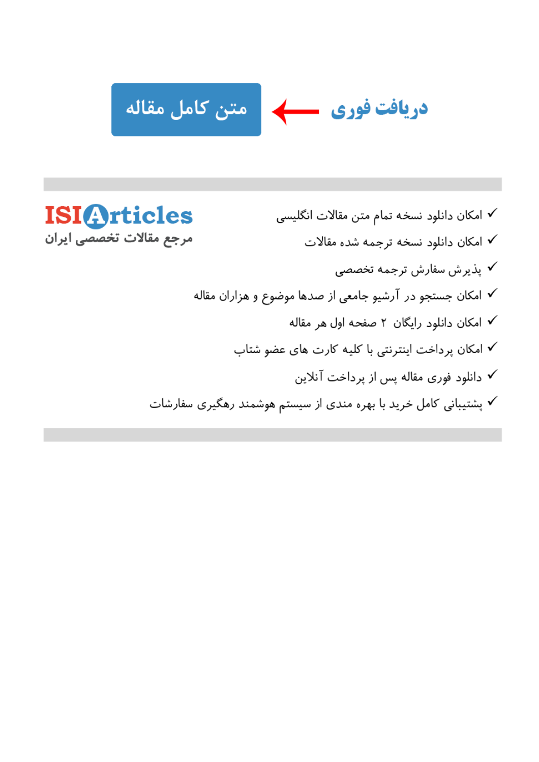متن کامل مقاله ← دریافت فوری

**ISIArticles**
مرجع مقالات تخصصی ایران

- ✓ امکان دانلود نسخه تمام متن مقالات انگلیسی
- ✓ امکان دانلود نسخه ترجمه شده مقالات
- ✓ پذیرش سفارش ترجمه تخصصی
- ✓ امکان جستجو در آرشیو جامعی از صدها موضوع و هزاران مقاله
- ✓ امکان دانلود رایگان ۲ صفحه اول هر مقاله
- ✓ امکان پرداخت اینترنتی با کلیه کارت های عضو شتاب
- ✓ دانلود فوری مقاله پس از پرداخت آنلاین
- ✓ پشتیبانی کامل خرید با بهره مندی از سیستم هوشمند رهگیری سفارشات